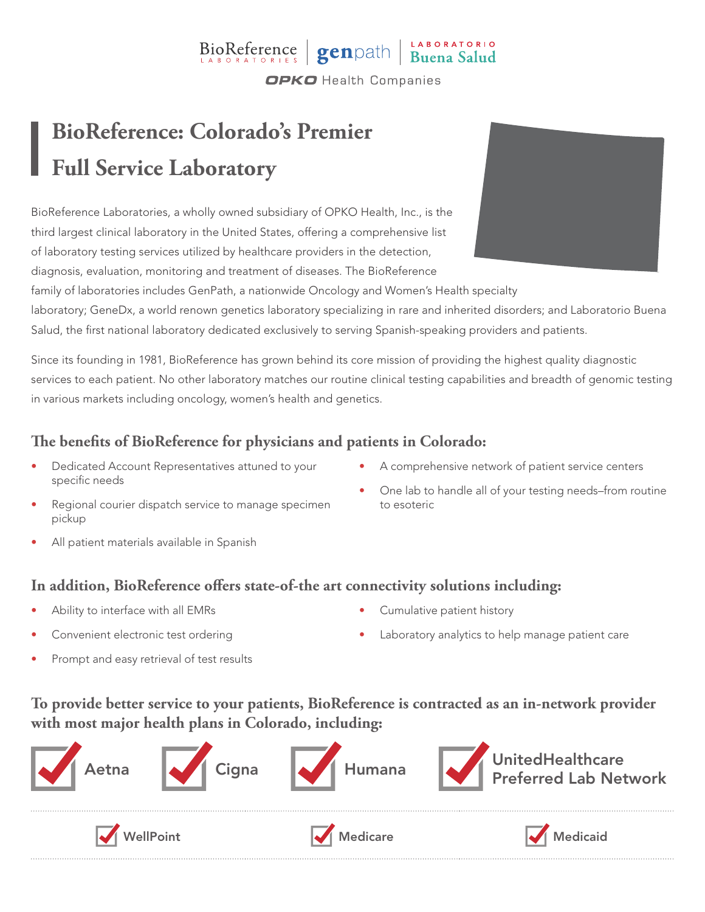BioReference LABORATORIES | genpath | LABORATORIO Buena Salud

OPKO Health Companies

# BioReference: Colorado's Premier Full Service Laboratory

BioReference Laboratories, a wholly owned subsidiary of OPKO Health, Inc., is the third largest clinical laboratory in the United States, offering a comprehensive list of laboratory testing services utilized by healthcare providers in the detection, diagnosis, evaluation, monitoring and treatment of diseases. The BioReference family of laboratories includes GenPath, a nationwide Oncology and Women's Health specialty laboratory; GeneDx, a world renown genetics laboratory specializing in rare and inherited disorders; and Laboratorio Buena Salud, the first national laboratory dedicated exclusively to serving Spanish-speaking providers and patients.

Since its founding in 1981, BioReference has grown behind its core mission of providing the highest quality diagnostic services to each patient. No other laboratory matches our routine clinical testing capabilities and breadth of genomic testing in various markets including oncology, women's health and genetics.

## The benefits of BioReference for physicians and patients in Colorado:

- Dedicated Account Representatives attuned to your specific needs
- Regional courier dispatch service to manage specimen pickup
- All patient materials available in Spanish
- A comprehensive network of patient service centers
- One lab to handle all of your testing needs–from routine to esoteric

## In addition, BioReference offers state-of-the art connectivity solutions including:

- Ability to interface with all EMRs
- Convenient electronic test ordering
- Prompt and easy retrieval of test results
- Cumulative patient history
- Laboratory analytics to help manage patient care

## To provide better service to your patients, BioReference is contracted as an in-network provider with most major health plans in Colorado, including:

- Aetna
- Cigna
- Humana
- UnitedHealthcare Preferred Lab Network
- WellPoint
- Medicare
- Medicaid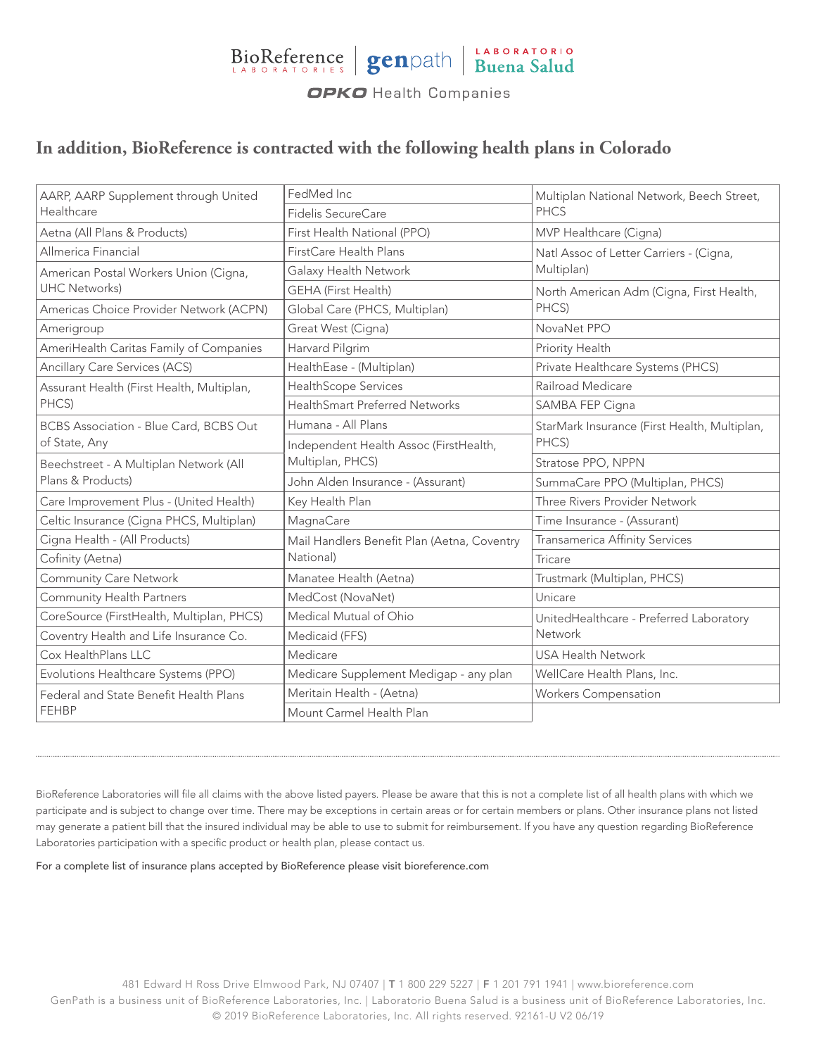BioReference LABORATORIES | genpath | LABORATORIO Buena Salud

OPKO Health Companies

## In addition, BioReference is contracted with the following health plans in Colorado

| | | |
|---|---|---|
| AARP, AARP Supplement through United Healthcare | FedMed Inc | Multiplan National Network, Beech Street, PHCS |
| | Fidelis SecureCare | |
| Aetna (All Plans & Products) | First Health National (PPO) | MVP Healthcare (Cigna) |
| Allmerica Financial | FirstCare Health Plans | Natl Assoc of Letter Carriers - (Cigna, Multiplan) |
| American Postal Workers Union (Cigna, UHC Networks) | Galaxy Health Network | |
| | GEHA (First Health) | North American Adm (Cigna, First Health, PHCS) |
| Americas Choice Provider Network (ACPN) | Global Care (PHCS, Multiplan) | |
| Amerigroup | Great West (Cigna) | NovaNet PPO |
| AmeriHealth Caritas Family of Companies | Harvard Pilgrim | Priority Health |
| Ancillary Care Services (ACS) | HealthEase - (Multiplan) | Private Healthcare Systems (PHCS) |
| Assurant Health (First Health, Multiplan, PHCS) | HealthScope Services | Railroad Medicare |
| | HealthSmart Preferred Networks | SAMBA FEP Cigna |
| BCBS Association - Blue Card, BCBS Out of State, Any | Humana - All Plans | StarMark Insurance (First Health, Multiplan, PHCS) |
| | Independent Health Assoc (FirstHealth, Multiplan, PHCS) | |
| Beechstreet - A Multiplan Network (All Plans & Products) | | Stratose PPO, NPPN |
| | John Alden Insurance - (Assurant) | SummaCare PPO (Multiplan, PHCS) |
| Care Improvement Plus - (United Health) | Key Health Plan | Three Rivers Provider Network |
| Celtic Insurance (Cigna PHCS, Multiplan) | MagnaCare | Time Insurance - (Assurant) |
| Cigna Health - (All Products) | Mail Handlers Benefit Plan (Aetna, Coventry National) | Transamerica Affinity Services |
| Cofinity (Aetna) | | Tricare |
| Community Care Network | Manatee Health (Aetna) | Trustmark (Multiplan, PHCS) |
| Community Health Partners | MedCost (NovaNet) | Unicare |
| CoreSource (FirstHealth, Multiplan, PHCS) | Medical Mutual of Ohio | UnitedHealthcare - Preferred Laboratory Network |
| Coventry Health and Life Insurance Co. | Medicaid (FFS) | |
| Cox HealthPlans LLC | Medicare | USA Health Network |
| Evolutions Healthcare Systems (PPO) | Medicare Supplement Medigap - any plan | WellCare Health Plans, Inc. |
| Federal and State Benefit Health Plans FEHBP | Meritain Health - (Aetna) | Workers Compensation |
| | Mount Carmel Health Plan | |

BioReference Laboratories will file all claims with the above listed payers. Please be aware that this is not a complete list of all health plans with which we participate and is subject to change over time. There may be exceptions in certain areas or for certain members or plans. Other insurance plans not listed may generate a patient bill that the insured individual may be able to use to submit for reimbursement. If you have any question regarding BioReference Laboratories participation with a specific product or health plan, please contact us.

For a complete list of insurance plans accepted by BioReference please visit bioreference.com

481 Edward H Ross Drive Elmwood Park, NJ 07407 | **T** 1 800 229 5227 | **F** 1 201 791 1941 | www.bioreference.com
GenPath is a business unit of BioReference Laboratories, Inc. | Laboratorio Buena Salud is a business unit of BioReference Laboratories, Inc.
© 2019 BioReference Laboratories, Inc. All rights reserved. 92161-U V2 06/19